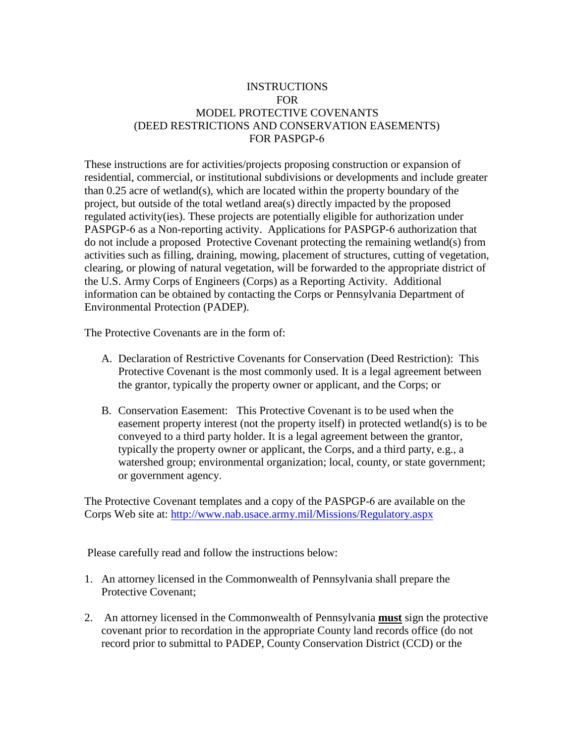# INSTRUCTIONS FOR MODEL PROTECTIVE COVENANTS (DEED RESTRICTIONS AND CONSERVATION EASEMENTS) FOR PASPGP-6

These instructions are for activities/projects proposing construction or expansion of residential, commercial, or institutional subdivisions or developments and include greater than 0.25 acre of wetland(s), which are located within the property boundary of the project, but outside of the total wetland area(s) directly impacted by the proposed regulated activity(ies). These projects are potentially eligible for authorization under PASPGP-6 as a Non-reporting activity. Applications for PASPGP-6 authorization that do not include a proposed Protective Covenant protecting the remaining wetland(s) from activities such as filling, draining, mowing, placement of structures, cutting of vegetation, clearing, or plowing of natural vegetation, will be forwarded to the appropriate district of the U.S. Army Corps of Engineers (Corps) as a Reporting Activity. Additional information can be obtained by contacting the Corps or Pennsylvania Department of Environmental Protection (PADEP).

The Protective Covenants are in the form of:

A. Declaration of Restrictive Covenants for Conservation (Deed Restriction): This Protective Covenant is the most commonly used. It is a legal agreement between the grantor, typically the property owner or applicant, and the Corps; or

B. Conservation Easement: This Protective Covenant is to be used when the easement property interest (not the property itself) in protected wetland(s) is to be conveyed to a third party holder. It is a legal agreement between the grantor, typically the property owner or applicant, the Corps, and a third party, e.g., a watershed group; environmental organization; local, county, or state government; or government agency.

The Protective Covenant templates and a copy of the PASPGP-6 are available on the Corps Web site at: http://www.nab.usace.army.mil/Missions/Regulatory.aspx

Please carefully read and follow the instructions below:

1. An attorney licensed in the Commonwealth of Pennsylvania shall prepare the Protective Covenant;

2. An attorney licensed in the Commonwealth of Pennsylvania **must** sign the protective covenant prior to recordation in the appropriate County land records office (do not record prior to submittal to PADEP, County Conservation District (CCD) or the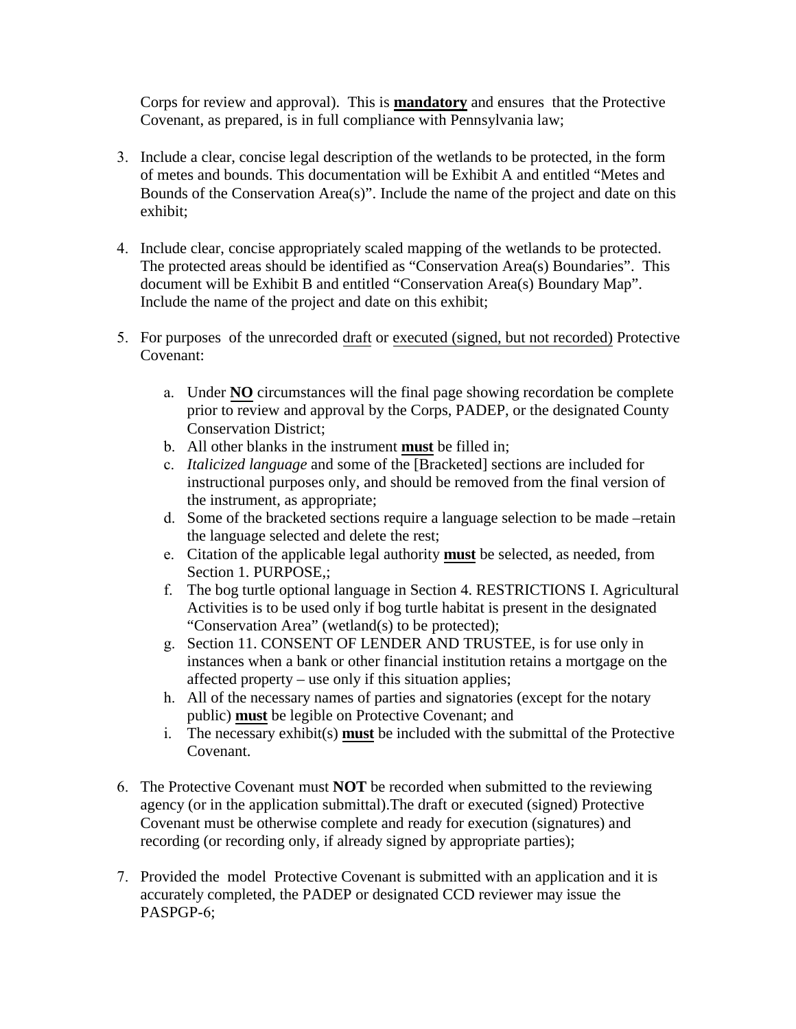Corps for review and approval). This is **<u>mandatory</u>** and ensures that the Protective Covenant, as prepared, is in full compliance with Pennsylvania law;

3. Include a clear, concise legal description of the wetlands to be protected, in the form of metes and bounds. This documentation will be Exhibit A and entitled "Metes and Bounds of the Conservation Area(s)". Include the name of the project and date on this exhibit;

4. Include clear, concise appropriately scaled mapping of the wetlands to be protected. The protected areas should be identified as "Conservation Area(s) Boundaries". This document will be Exhibit B and entitled "Conservation Area(s) Boundary Map". Include the name of the project and date on this exhibit;

5. For purposes of the unrecorded <u>draft</u> or <u>executed (signed, but not recorded)</u> Protective Covenant:

   a. Under **<u>NO</u>** circumstances will the final page showing recordation be complete prior to review and approval by the Corps, PADEP, or the designated County Conservation District;
   b. All other blanks in the instrument **<u>must</u>** be filled in;
   c. *Italicized language* and some of the [Bracketed] sections are included for instructional purposes only, and should be removed from the final version of the instrument, as appropriate;
   d. Some of the bracketed sections require a language selection to be made –retain the language selected and delete the rest;
   e. Citation of the applicable legal authority **<u>must</u>** be selected, as needed, from Section 1. PURPOSE,;
   f. The bog turtle optional language in Section 4. RESTRICTIONS I. Agricultural Activities is to be used only if bog turtle habitat is present in the designated "Conservation Area" (wetland(s) to be protected);
   g. Section 11. CONSENT OF LENDER AND TRUSTEE, is for use only in instances when a bank or other financial institution retains a mortgage on the affected property – use only if this situation applies;
   h. All of the necessary names of parties and signatories (except for the notary public) **<u>must</u>** be legible on Protective Covenant; and
   i. The necessary exhibit(s) **<u>must</u>** be included with the submittal of the Protective Covenant.

6. The Protective Covenant must **NOT** be recorded when submitted to the reviewing agency (or in the application submittal).The draft or executed (signed) Protective Covenant must be otherwise complete and ready for execution (signatures) and recording (or recording only, if already signed by appropriate parties);

7. Provided the model Protective Covenant is submitted with an application and it is accurately completed, the PADEP or designated CCD reviewer may issue the PASPGP-6;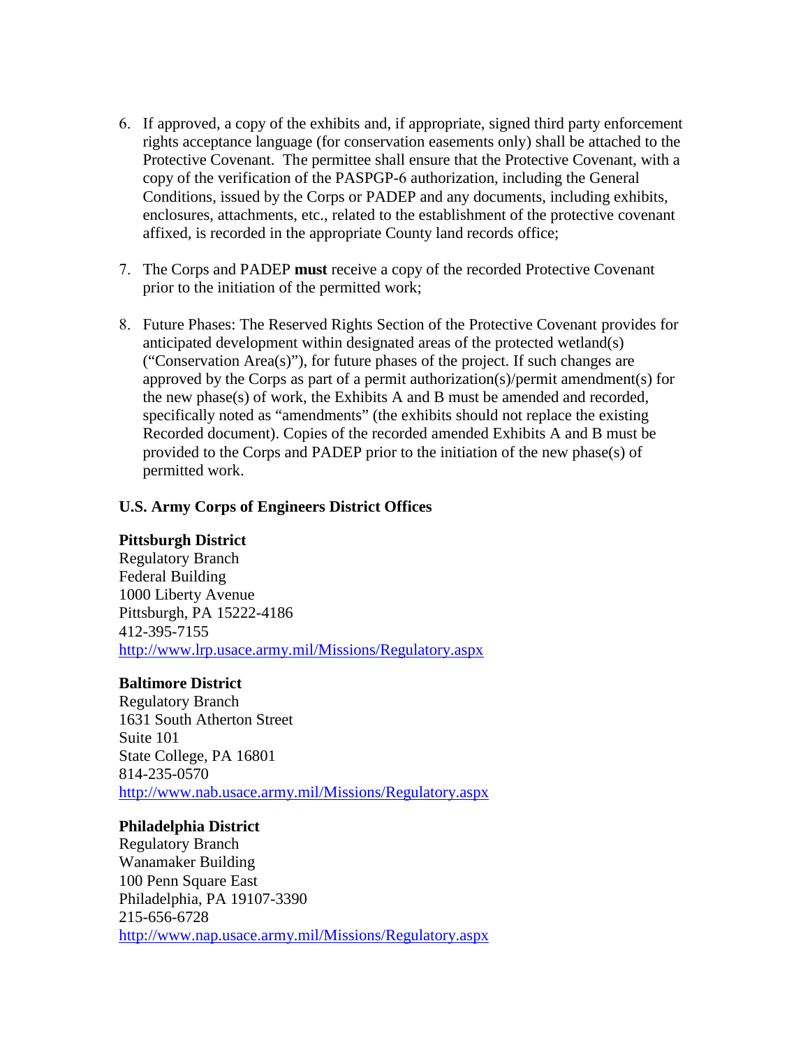6. If approved, a copy of the exhibits and, if appropriate, signed third party enforcement rights acceptance language (for conservation easements only) shall be attached to the Protective Covenant. The permittee shall ensure that the Protective Covenant, with a copy of the verification of the PASPGP-6 authorization, including the General Conditions, issued by the Corps or PADEP and any documents, including exhibits, enclosures, attachments, etc., related to the establishment of the protective covenant affixed, is recorded in the appropriate County land records office;

7. The Corps and PADEP **must** receive a copy of the recorded Protective Covenant prior to the initiation of the permitted work;

8. Future Phases: The Reserved Rights Section of the Protective Covenant provides for anticipated development within designated areas of the protected wetland(s) ("Conservation Area(s)"), for future phases of the project. If such changes are approved by the Corps as part of a permit authorization(s)/permit amendment(s) for the new phase(s) of work, the Exhibits A and B must be amended and recorded, specifically noted as "amendments" (the exhibits should not replace the existing Recorded document). Copies of the recorded amended Exhibits A and B must be provided to the Corps and PADEP prior to the initiation of the new phase(s) of permitted work.

**U.S. Army Corps of Engineers District Offices**

**Pittsburgh District**
Regulatory Branch
Federal Building
1000 Liberty Avenue
Pittsburgh, PA 15222-4186
412-395-7155
http://www.lrp.usace.army.mil/Missions/Regulatory.aspx

**Baltimore District**
Regulatory Branch
1631 South Atherton Street
Suite 101
State College, PA 16801
814-235-0570
http://www.nab.usace.army.mil/Missions/Regulatory.aspx

**Philadelphia District**
Regulatory Branch
Wanamaker Building
100 Penn Square East
Philadelphia, PA 19107-3390
215-656-6728
http://www.nap.usace.army.mil/Missions/Regulatory.aspx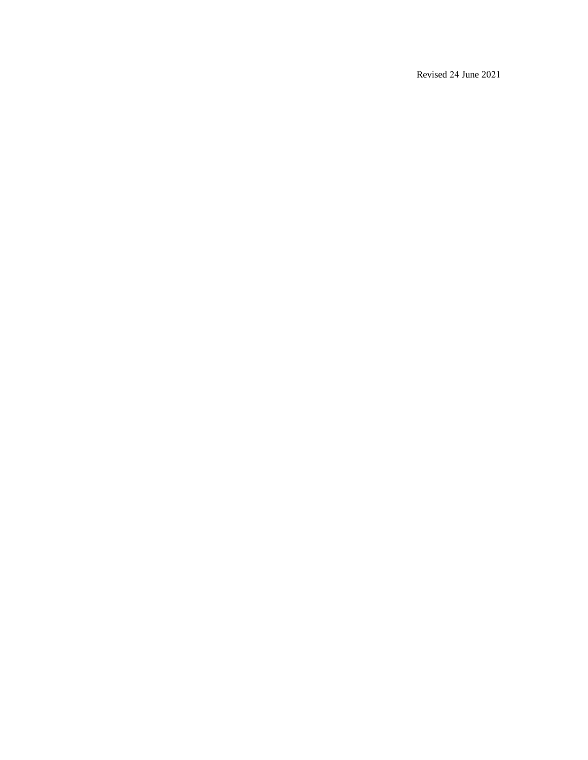Revised 24 June 2021